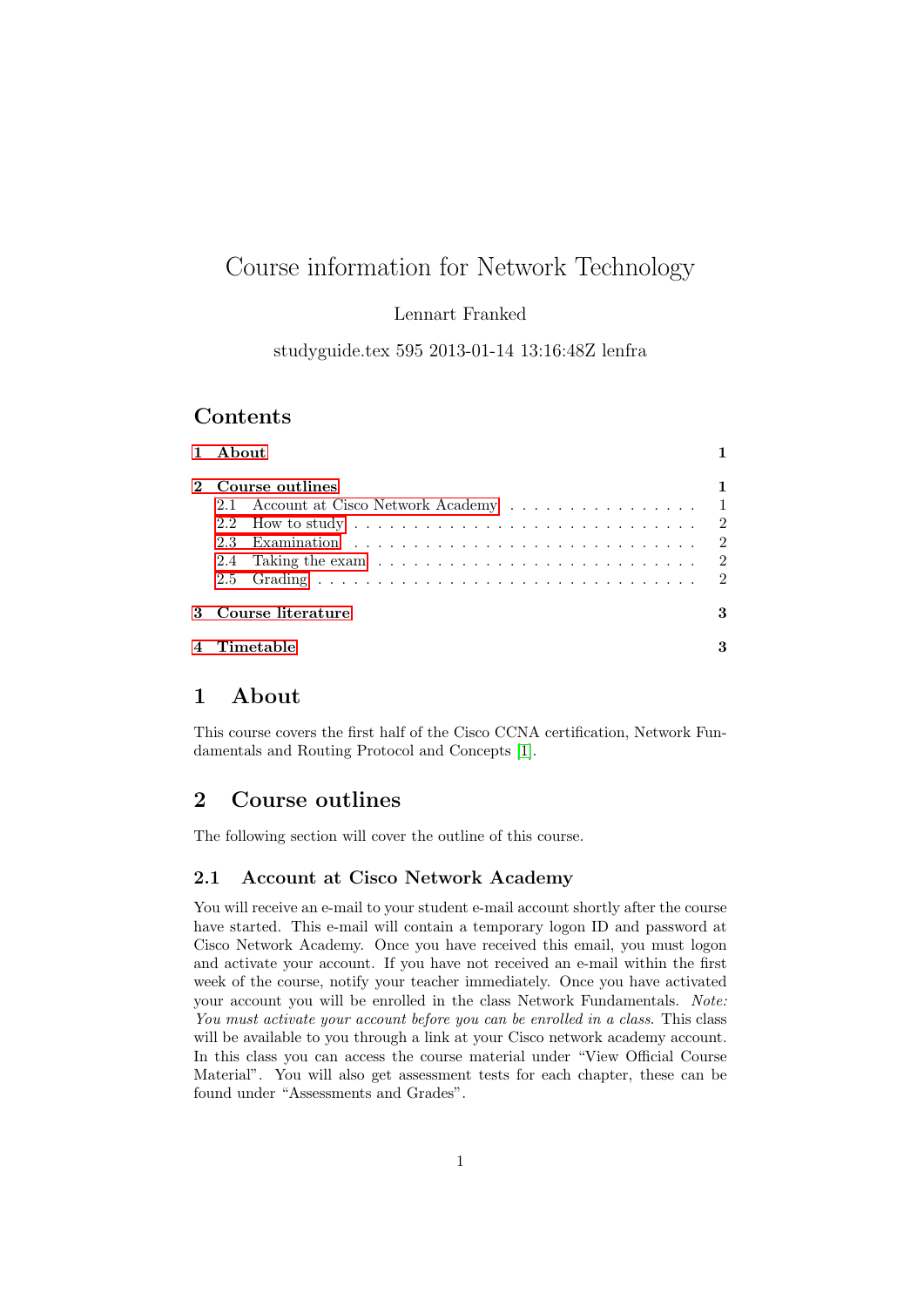# Course information for Network Technology

Lennart Franked

studyguide.tex 595 2013-01-14 13:16:48Z lenfra

## Contents

- **1 About** — **1**
- **2 Course outlines** — **1**
  - 2.1 Account at Cisco Network Academy — 1
  - 2.2 How to study — 2
  - 2.3 Examination — 2
  - 2.4 Taking the exam — 2
  - 2.5 Grading — 2
- **3 Course literature** — **3**
- **4 Timetable** — **3**

## 1 About

This course covers the first half of the Cisco CCNA certification, Network Fundamentals and Routing Protocol and Concepts [1].

## 2 Course outlines

The following section will cover the outline of this course.

### 2.1 Account at Cisco Network Academy

You will receive an e-mail to your student e-mail account shortly after the course have started. This e-mail will contain a temporary logon ID and password at Cisco Network Academy. Once you have received this email, you must logon and activate your account. If you have not received an e-mail within the first week of the course, notify your teacher immediately. Once you have activated your account you will be enrolled in the class Network Fundamentals. *Note: You must activate your account before you can be enrolled in a class.* This class will be available to you through a link at your Cisco network academy account. In this class you can access the course material under "View Official Course Material". You will also get assessment tests for each chapter, these can be found under "Assessments and Grades".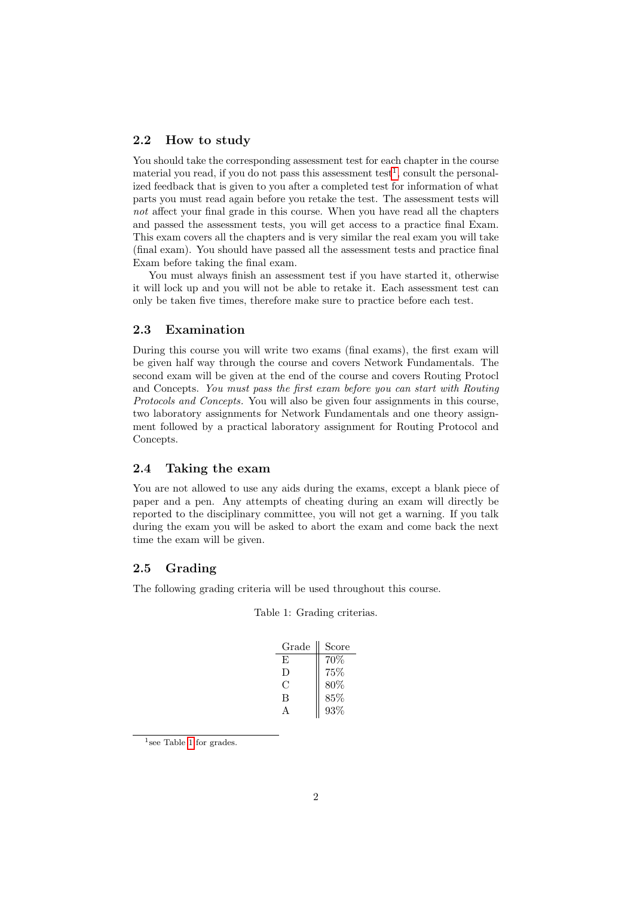### 2.2 How to study

You should take the corresponding assessment test for each chapter in the course material you read, if you do not pass this assessment test[1], consult the personalized feedback that is given to you after a completed test for information of what parts you must read again before you retake the test. The assessment tests will *not* affect your final grade in this course. When you have read all the chapters and passed the assessment tests, you will get access to a practice final Exam. This exam covers all the chapters and is very similar the real exam you will take (final exam). You should have passed all the assessment tests and practice final Exam before taking the final exam.

You must always finish an assessment test if you have started it, otherwise it will lock up and you will not be able to retake it. Each assessment test can only be taken five times, therefore make sure to practice before each test.

### 2.3 Examination

During this course you will write two exams (final exams), the first exam will be given half way through the course and covers Network Fundamentals. The second exam will be given at the end of the course and covers Routing Protocl and Concepts. *You must pass the first exam before you can start with Routing Protocols and Concepts.* You will also be given four assignments in this course, two laboratory assignments for Network Fundamentals and one theory assignment followed by a practical laboratory assignment for Routing Protocol and Concepts.

### 2.4 Taking the exam

You are not allowed to use any aids during the exams, except a blank piece of paper and a pen. Any attempts of cheating during an exam will directly be reported to the disciplinary committee, you will not get a warning. If you talk during the exam you will be asked to abort the exam and come back the next time the exam will be given.

### 2.5 Grading

The following grading criteria will be used throughout this course.

Table 1: Grading criterias.

| Grade | Score |
|---|---|
| E | 70% |
| D | 75% |
| C | 80% |
| B | 85% |
| A | 93% |

[1] see Table 1 for grades.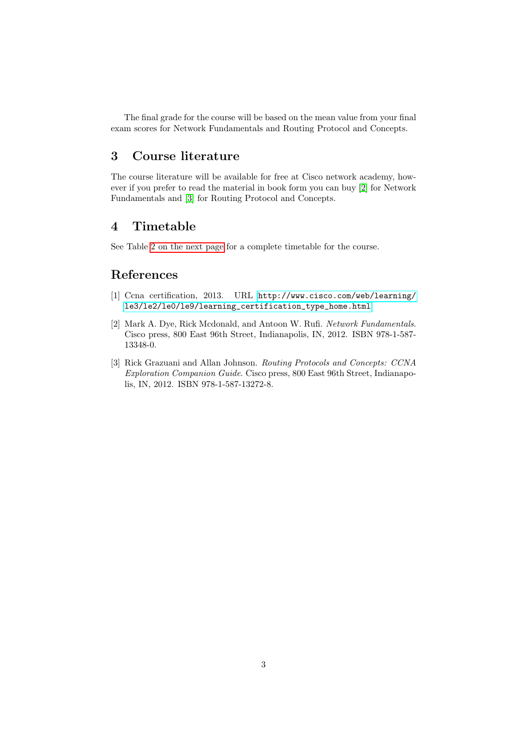The final grade for the course will be based on the mean value from your final exam scores for Network Fundamentals and Routing Protocol and Concepts.

## 3 Course literature

The course literature will be available for free at Cisco network academy, however if you prefer to read the material in book form you can buy [2] for Network Fundamentals and [3] for Routing Protocol and Concepts.

## 4 Timetable

See Table 2 on the next page for a complete timetable for the course.

## References

[1] Ccna certification, 2013. URL http://www.cisco.com/web/learning/le3/le2/le0/le9/learning_certification_type_home.html.

[2] Mark A. Dye, Rick Mcdonald, and Antoon W. Rufi. *Network Fundamentals*. Cisco press, 800 East 96th Street, Indianapolis, IN, 2012. ISBN 978-1-587-13348-0.

[3] Rick Grazuani and Allan Johnson. *Routing Protocols and Concepts: CCNA Exploration Companion Guide*. Cisco press, 800 East 96th Street, Indianapolis, IN, 2012. ISBN 978-1-587-13272-8.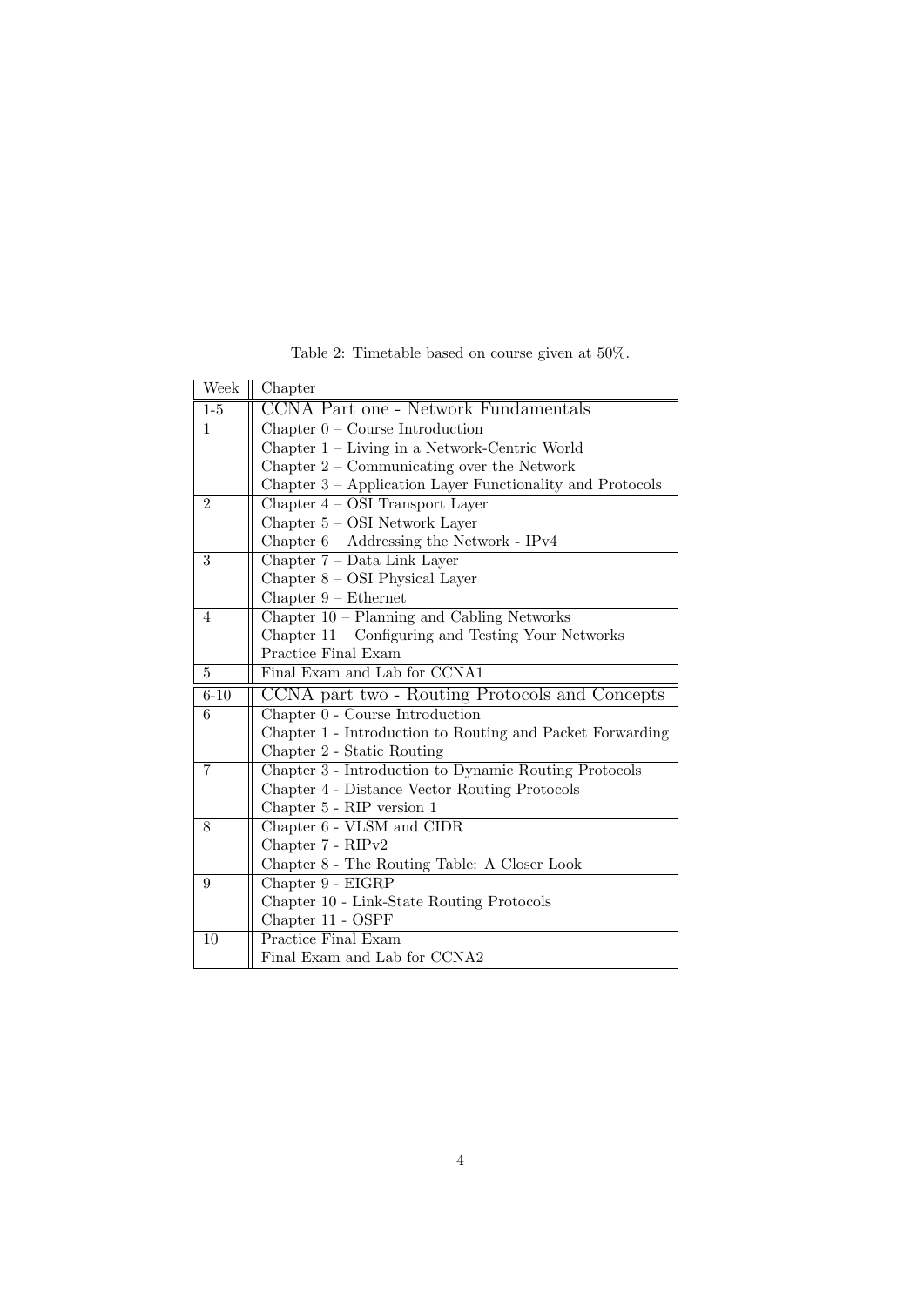Table 2: Timetable based on course given at 50%.

| Week | Chapter |
|---|---|
| 1-5 | CCNA Part one - Network Fundamentals |
| 1 | Chapter 0 – Course Introduction |
| | Chapter 1 – Living in a Network-Centric World |
| | Chapter 2 – Communicating over the Network |
| | Chapter 3 – Application Layer Functionality and Protocols |
| 2 | Chapter 4 – OSI Transport Layer |
| | Chapter 5 – OSI Network Layer |
| | Chapter 6 – Addressing the Network - IPv4 |
| 3 | Chapter 7 – Data Link Layer |
| | Chapter 8 – OSI Physical Layer |
| | Chapter 9 – Ethernet |
| 4 | Chapter 10 – Planning and Cabling Networks |
| | Chapter 11 – Configuring and Testing Your Networks |
| | Practice Final Exam |
| 5 | Final Exam and Lab for CCNA1 |
| 6-10 | CCNA part two - Routing Protocols and Concepts |
| 6 | Chapter 0 - Course Introduction |
| | Chapter 1 - Introduction to Routing and Packet Forwarding |
| | Chapter 2 - Static Routing |
| 7 | Chapter 3 - Introduction to Dynamic Routing Protocols |
| | Chapter 4 - Distance Vector Routing Protocols |
| | Chapter 5 - RIP version 1 |
| 8 | Chapter 6 - VLSM and CIDR |
| | Chapter 7 - RIPv2 |
| | Chapter 8 - The Routing Table: A Closer Look |
| 9 | Chapter 9 - EIGRP |
| | Chapter 10 - Link-State Routing Protocols |
| | Chapter 11 - OSPF |
| 10 | Practice Final Exam |
| | Final Exam and Lab for CCNA2 |